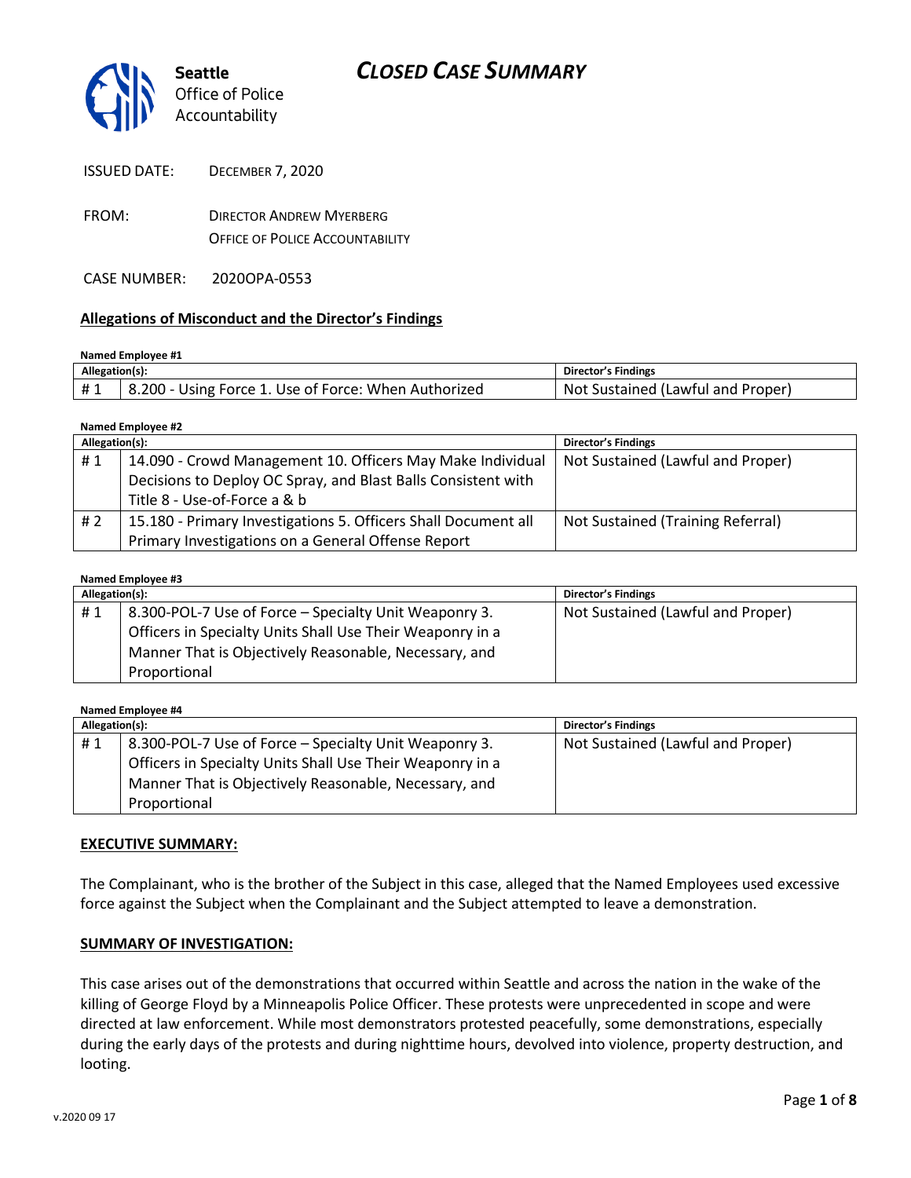Seattle Office of Police Accountability

# *CLOSED CASE SUMMARY*

ISSUED DATE: DECEMBER 7, 2020

FROM: DIRECTOR ANDREW MYERBERG
OFFICE OF POLICE ACCOUNTABILITY

CASE NUMBER: 2020OPA-0553

## Allegations of Misconduct and the Director's Findings

**Named Employee #1**

| Allegation(s): | | Director's Findings |
|---|---|---|
| # 1 | 8.200 - Using Force 1. Use of Force: When Authorized | Not Sustained (Lawful and Proper) |

**Named Employee #2**

| Allegation(s): | | Director's Findings |
|---|---|---|
| # 1 | 14.090 - Crowd Management 10. Officers May Make Individual Decisions to Deploy OC Spray, and Blast Balls Consistent with Title 8 - Use-of-Force a & b | Not Sustained (Lawful and Proper) |
| # 2 | 15.180 - Primary Investigations 5. Officers Shall Document all Primary Investigations on a General Offense Report | Not Sustained (Training Referral) |

**Named Employee #3**

| Allegation(s): | | Director's Findings |
|---|---|---|
| # 1 | 8.300-POL-7 Use of Force – Specialty Unit Weaponry 3. Officers in Specialty Units Shall Use Their Weaponry in a Manner That is Objectively Reasonable, Necessary, and Proportional | Not Sustained (Lawful and Proper) |

**Named Employee #4**

| Allegation(s): | | Director's Findings |
|---|---|---|
| # 1 | 8.300-POL-7 Use of Force – Specialty Unit Weaponry 3. Officers in Specialty Units Shall Use Their Weaponry in a Manner That is Objectively Reasonable, Necessary, and Proportional | Not Sustained (Lawful and Proper) |

## EXECUTIVE SUMMARY:

The Complainant, who is the brother of the Subject in this case, alleged that the Named Employees used excessive force against the Subject when the Complainant and the Subject attempted to leave a demonstration.

## SUMMARY OF INVESTIGATION:

This case arises out of the demonstrations that occurred within Seattle and across the nation in the wake of the killing of George Floyd by a Minneapolis Police Officer. These protests were unprecedented in scope and were directed at law enforcement. While most demonstrators protested peacefully, some demonstrations, especially during the early days of the protests and during nighttime hours, devolved into violence, property destruction, and looting.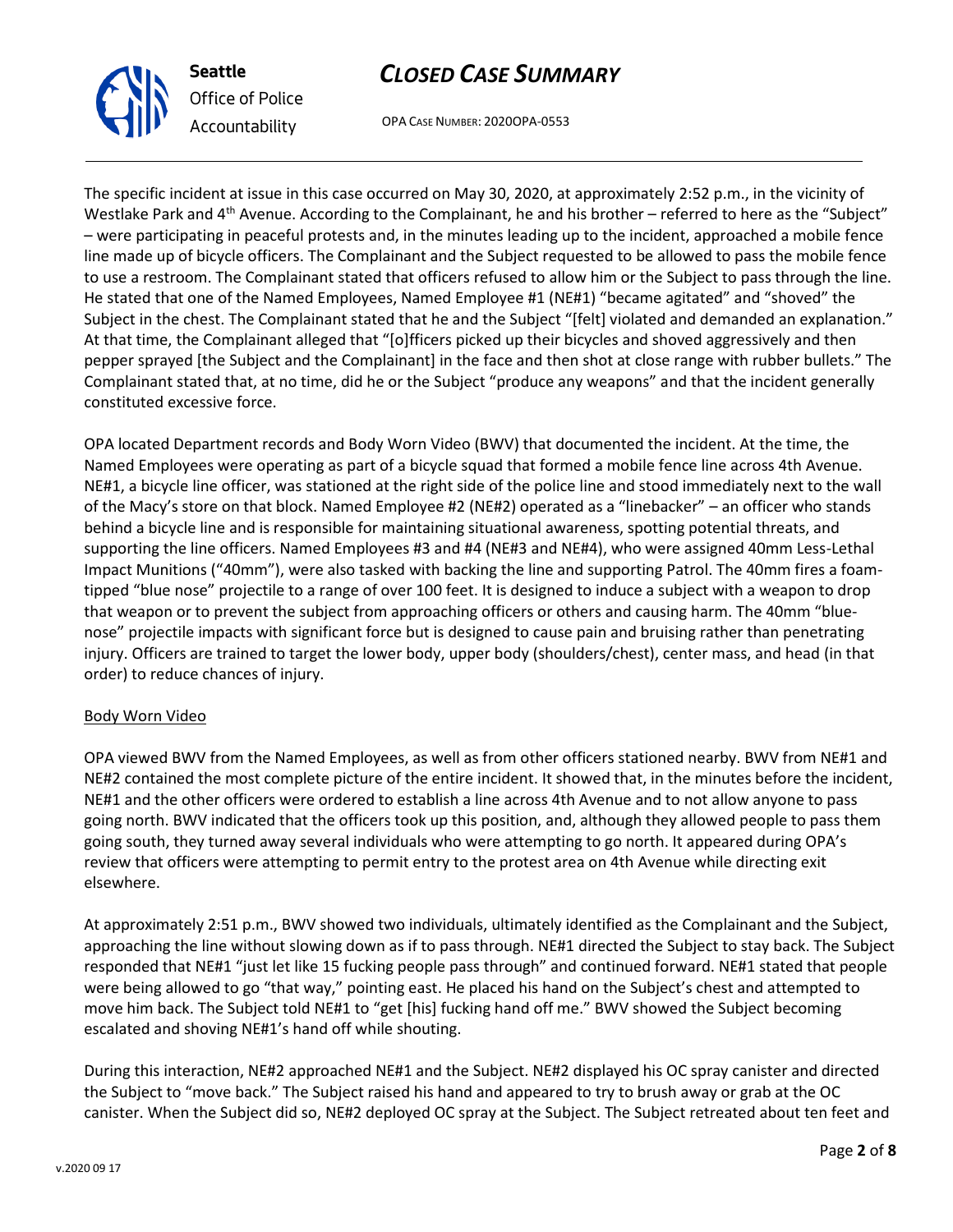The specific incident at issue in this case occurred on May 30, 2020, at approximately 2:52 p.m., in the vicinity of Westlake Park and 4th Avenue. According to the Complainant, he and his brother – referred to here as the "Subject" – were participating in peaceful protests and, in the minutes leading up to the incident, approached a mobile fence line made up of bicycle officers. The Complainant and the Subject requested to be allowed to pass the mobile fence to use a restroom. The Complainant stated that officers refused to allow him or the Subject to pass through the line. He stated that one of the Named Employees, Named Employee #1 (NE#1) "became agitated" and "shoved" the Subject in the chest. The Complainant stated that he and the Subject "[felt] violated and demanded an explanation." At that time, the Complainant alleged that "[o]fficers picked up their bicycles and shoved aggressively and then pepper sprayed [the Subject and the Complainant] in the face and then shot at close range with rubber bullets." The Complainant stated that, at no time, did he or the Subject "produce any weapons" and that the incident generally constituted excessive force.

OPA located Department records and Body Worn Video (BWV) that documented the incident. At the time, the Named Employees were operating as part of a bicycle squad that formed a mobile fence line across 4th Avenue. NE#1, a bicycle line officer, was stationed at the right side of the police line and stood immediately next to the wall of the Macy's store on that block. Named Employee #2 (NE#2) operated as a "linebacker" – an officer who stands behind a bicycle line and is responsible for maintaining situational awareness, spotting potential threats, and supporting the line officers. Named Employees #3 and #4 (NE#3 and NE#4), who were assigned 40mm Less-Lethal Impact Munitions ("40mm"), were also tasked with backing the line and supporting Patrol. The 40mm fires a foam-tipped "blue nose" projectile to a range of over 100 feet. It is designed to induce a subject with a weapon to drop that weapon or to prevent the subject from approaching officers or others and causing harm. The 40mm "blue-nose" projectile impacts with significant force but is designed to cause pain and bruising rather than penetrating injury. Officers are trained to target the lower body, upper body (shoulders/chest), center mass, and head (in that order) to reduce chances of injury.

<u>Body Worn Video</u>

OPA viewed BWV from the Named Employees, as well as from other officers stationed nearby. BWV from NE#1 and NE#2 contained the most complete picture of the entire incident. It showed that, in the minutes before the incident, NE#1 and the other officers were ordered to establish a line across 4th Avenue and to not allow anyone to pass going north. BWV indicated that the officers took up this position, and, although they allowed people to pass them going south, they turned away several individuals who were attempting to go north. It appeared during OPA's review that officers were attempting to permit entry to the protest area on 4th Avenue while directing exit elsewhere.

At approximately 2:51 p.m., BWV showed two individuals, ultimately identified as the Complainant and the Subject, approaching the line without slowing down as if to pass through. NE#1 directed the Subject to stay back. The Subject responded that NE#1 "just let like 15 fucking people pass through" and continued forward. NE#1 stated that people were being allowed to go "that way," pointing east. He placed his hand on the Subject's chest and attempted to move him back. The Subject told NE#1 to "get [his] fucking hand off me." BWV showed the Subject becoming escalated and shoving NE#1's hand off while shouting.

During this interaction, NE#2 approached NE#1 and the Subject. NE#2 displayed his OC spray canister and directed the Subject to "move back." The Subject raised his hand and appeared to try to brush away or grab at the OC canister. When the Subject did so, NE#2 deployed OC spray at the Subject. The Subject retreated about ten feet and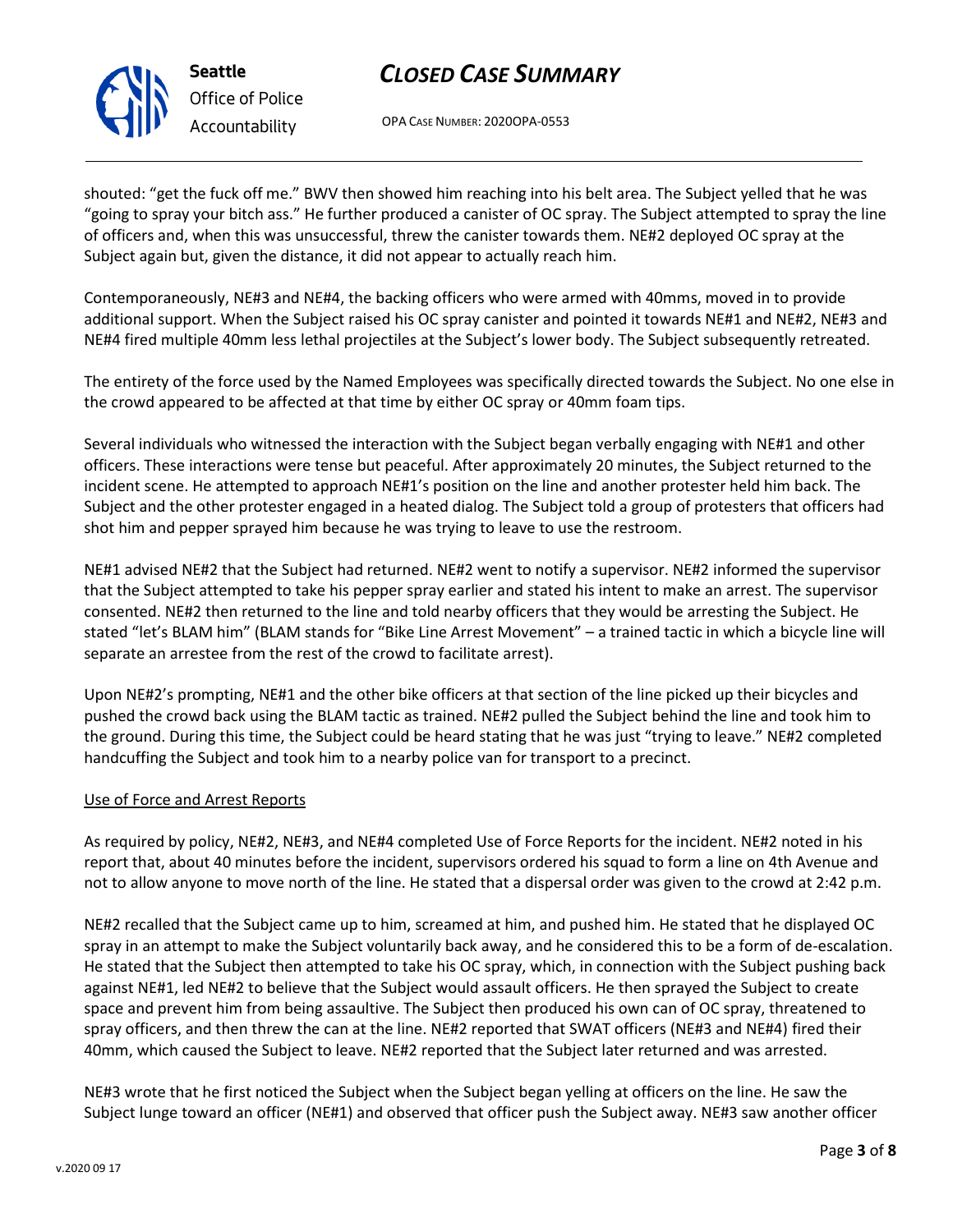shouted: "get the fuck off me." BWV then showed him reaching into his belt area. The Subject yelled that he was "going to spray your bitch ass." He further produced a canister of OC spray. The Subject attempted to spray the line of officers and, when this was unsuccessful, threw the canister towards them. NE#2 deployed OC spray at the Subject again but, given the distance, it did not appear to actually reach him.

Contemporaneously, NE#3 and NE#4, the backing officers who were armed with 40mms, moved in to provide additional support. When the Subject raised his OC spray canister and pointed it towards NE#1 and NE#2, NE#3 and NE#4 fired multiple 40mm less lethal projectiles at the Subject's lower body. The Subject subsequently retreated.

The entirety of the force used by the Named Employees was specifically directed towards the Subject. No one else in the crowd appeared to be affected at that time by either OC spray or 40mm foam tips.

Several individuals who witnessed the interaction with the Subject began verbally engaging with NE#1 and other officers. These interactions were tense but peaceful. After approximately 20 minutes, the Subject returned to the incident scene. He attempted to approach NE#1's position on the line and another protester held him back. The Subject and the other protester engaged in a heated dialog. The Subject told a group of protesters that officers had shot him and pepper sprayed him because he was trying to leave to use the restroom.

NE#1 advised NE#2 that the Subject had returned. NE#2 went to notify a supervisor. NE#2 informed the supervisor that the Subject attempted to take his pepper spray earlier and stated his intent to make an arrest. The supervisor consented. NE#2 then returned to the line and told nearby officers that they would be arresting the Subject. He stated "let's BLAM him" (BLAM stands for "Bike Line Arrest Movement" – a trained tactic in which a bicycle line will separate an arrestee from the rest of the crowd to facilitate arrest).

Upon NE#2's prompting, NE#1 and the other bike officers at that section of the line picked up their bicycles and pushed the crowd back using the BLAM tactic as trained. NE#2 pulled the Subject behind the line and took him to the ground. During this time, the Subject could be heard stating that he was just "trying to leave." NE#2 completed handcuffing the Subject and took him to a nearby police van for transport to a precinct.

Use of Force and Arrest Reports

As required by policy, NE#2, NE#3, and NE#4 completed Use of Force Reports for the incident. NE#2 noted in his report that, about 40 minutes before the incident, supervisors ordered his squad to form a line on 4th Avenue and not to allow anyone to move north of the line. He stated that a dispersal order was given to the crowd at 2:42 p.m.

NE#2 recalled that the Subject came up to him, screamed at him, and pushed him. He stated that he displayed OC spray in an attempt to make the Subject voluntarily back away, and he considered this to be a form of de-escalation. He stated that the Subject then attempted to take his OC spray, which, in connection with the Subject pushing back against NE#1, led NE#2 to believe that the Subject would assault officers. He then sprayed the Subject to create space and prevent him from being assaultive. The Subject then produced his own can of OC spray, threatened to spray officers, and then threw the can at the line. NE#2 reported that SWAT officers (NE#3 and NE#4) fired their 40mm, which caused the Subject to leave. NE#2 reported that the Subject later returned and was arrested.

NE#3 wrote that he first noticed the Subject when the Subject began yelling at officers on the line. He saw the Subject lunge toward an officer (NE#1) and observed that officer push the Subject away. NE#3 saw another officer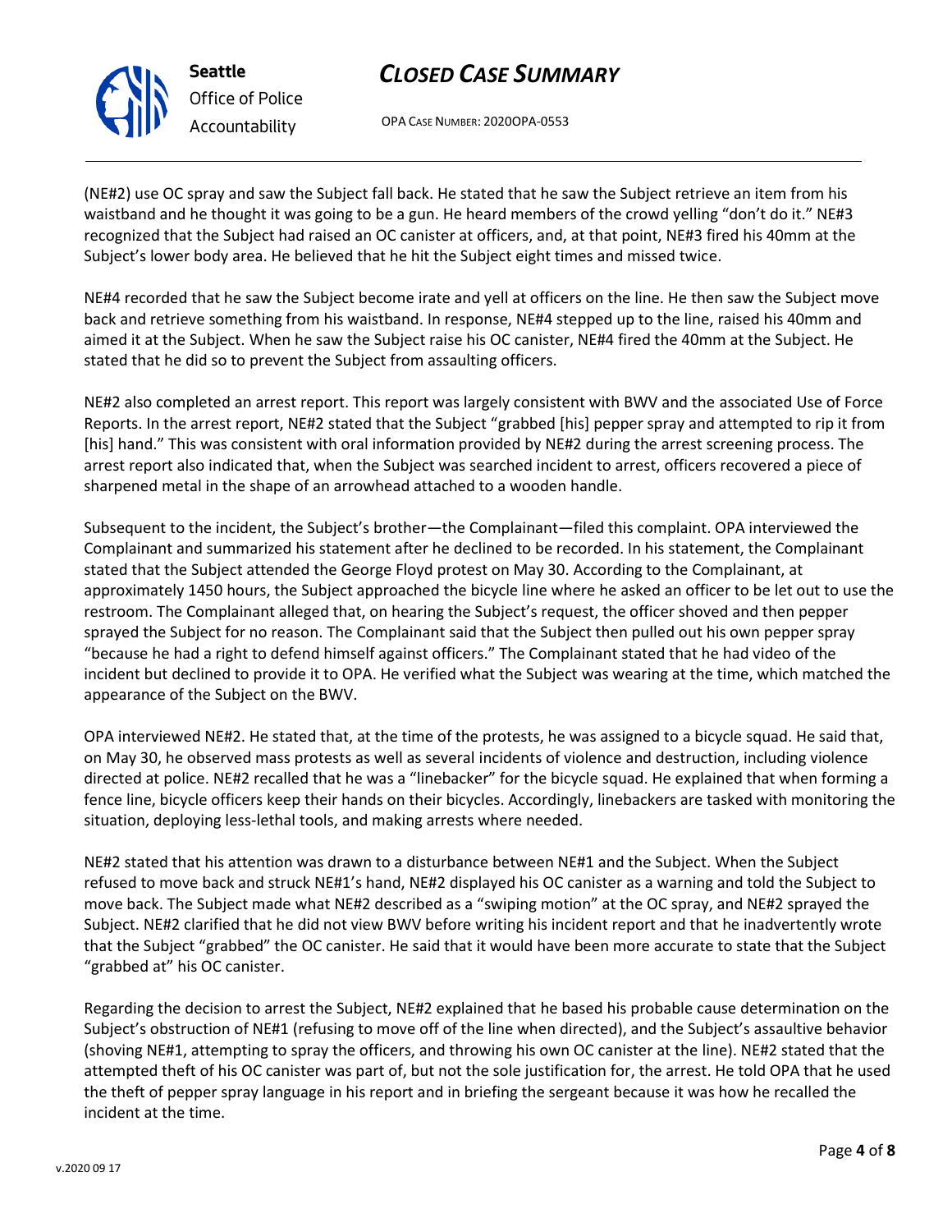(NE#2) use OC spray and saw the Subject fall back. He stated that he saw the Subject retrieve an item from his waistband and he thought it was going to be a gun. He heard members of the crowd yelling "don't do it." NE#3 recognized that the Subject had raised an OC canister at officers, and, at that point, NE#3 fired his 40mm at the Subject's lower body area. He believed that he hit the Subject eight times and missed twice.

NE#4 recorded that he saw the Subject become irate and yell at officers on the line. He then saw the Subject move back and retrieve something from his waistband. In response, NE#4 stepped up to the line, raised his 40mm and aimed it at the Subject. When he saw the Subject raise his OC canister, NE#4 fired the 40mm at the Subject. He stated that he did so to prevent the Subject from assaulting officers.

NE#2 also completed an arrest report. This report was largely consistent with BWV and the associated Use of Force Reports. In the arrest report, NE#2 stated that the Subject "grabbed [his] pepper spray and attempted to rip it from [his] hand." This was consistent with oral information provided by NE#2 during the arrest screening process. The arrest report also indicated that, when the Subject was searched incident to arrest, officers recovered a piece of sharpened metal in the shape of an arrowhead attached to a wooden handle.

Subsequent to the incident, the Subject's brother—the Complainant—filed this complaint. OPA interviewed the Complainant and summarized his statement after he declined to be recorded. In his statement, the Complainant stated that the Subject attended the George Floyd protest on May 30. According to the Complainant, at approximately 1450 hours, the Subject approached the bicycle line where he asked an officer to be let out to use the restroom. The Complainant alleged that, on hearing the Subject's request, the officer shoved and then pepper sprayed the Subject for no reason. The Complainant said that the Subject then pulled out his own pepper spray "because he had a right to defend himself against officers." The Complainant stated that he had video of the incident but declined to provide it to OPA. He verified what the Subject was wearing at the time, which matched the appearance of the Subject on the BWV.

OPA interviewed NE#2. He stated that, at the time of the protests, he was assigned to a bicycle squad. He said that, on May 30, he observed mass protests as well as several incidents of violence and destruction, including violence directed at police. NE#2 recalled that he was a "linebacker" for the bicycle squad. He explained that when forming a fence line, bicycle officers keep their hands on their bicycles. Accordingly, linebackers are tasked with monitoring the situation, deploying less-lethal tools, and making arrests where needed.

NE#2 stated that his attention was drawn to a disturbance between NE#1 and the Subject. When the Subject refused to move back and struck NE#1's hand, NE#2 displayed his OC canister as a warning and told the Subject to move back. The Subject made what NE#2 described as a "swiping motion" at the OC spray, and NE#2 sprayed the Subject. NE#2 clarified that he did not view BWV before writing his incident report and that he inadvertently wrote that the Subject "grabbed" the OC canister. He said that it would have been more accurate to state that the Subject "grabbed at" his OC canister.

Regarding the decision to arrest the Subject, NE#2 explained that he based his probable cause determination on the Subject's obstruction of NE#1 (refusing to move off of the line when directed), and the Subject's assaultive behavior (shoving NE#1, attempting to spray the officers, and throwing his own OC canister at the line). NE#2 stated that the attempted theft of his OC canister was part of, but not the sole justification for, the arrest. He told OPA that he used the theft of pepper spray language in his report and in briefing the sergeant because it was how he recalled the incident at the time.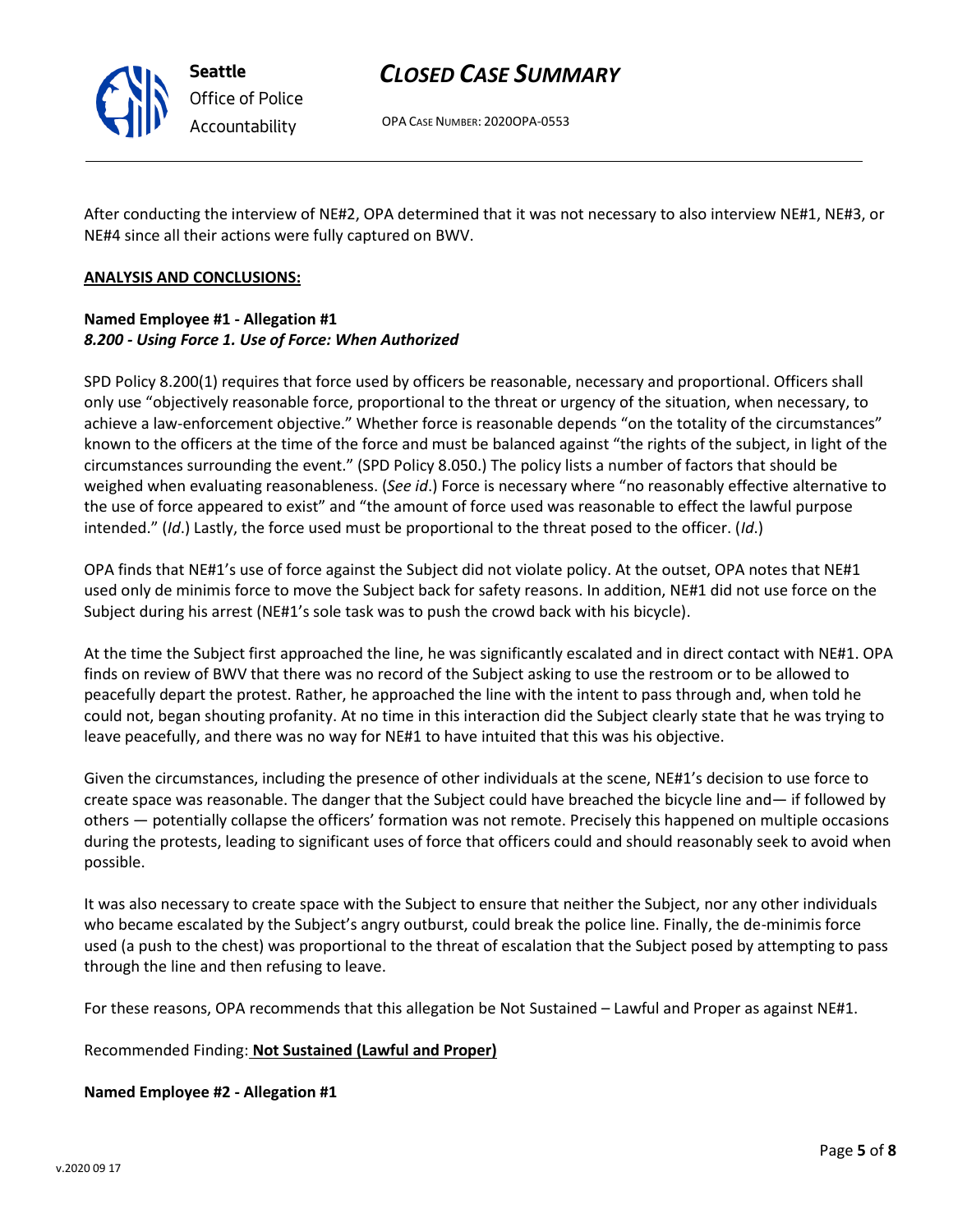After conducting the interview of NE#2, OPA determined that it was not necessary to also interview NE#1, NE#3, or NE#4 since all their actions were fully captured on BWV.

**ANALYSIS AND CONCLUSIONS:**

**Named Employee #1 - Allegation #1**
***8.200 - Using Force 1. Use of Force: When Authorized***

SPD Policy 8.200(1) requires that force used by officers be reasonable, necessary and proportional. Officers shall only use "objectively reasonable force, proportional to the threat or urgency of the situation, when necessary, to achieve a law-enforcement objective." Whether force is reasonable depends "on the totality of the circumstances" known to the officers at the time of the force and must be balanced against "the rights of the subject, in light of the circumstances surrounding the event." (SPD Policy 8.050.) The policy lists a number of factors that should be weighed when evaluating reasonableness. (*See id*.) Force is necessary where "no reasonably effective alternative to the use of force appeared to exist" and "the amount of force used was reasonable to effect the lawful purpose intended." (*Id*.) Lastly, the force used must be proportional to the threat posed to the officer. (*Id*.)

OPA finds that NE#1's use of force against the Subject did not violate policy. At the outset, OPA notes that NE#1 used only de minimis force to move the Subject back for safety reasons. In addition, NE#1 did not use force on the Subject during his arrest (NE#1's sole task was to push the crowd back with his bicycle).

At the time the Subject first approached the line, he was significantly escalated and in direct contact with NE#1. OPA finds on review of BWV that there was no record of the Subject asking to use the restroom or to be allowed to peacefully depart the protest. Rather, he approached the line with the intent to pass through and, when told he could not, began shouting profanity. At no time in this interaction did the Subject clearly state that he was trying to leave peacefully, and there was no way for NE#1 to have intuited that this was his objective.

Given the circumstances, including the presence of other individuals at the scene, NE#1's decision to use force to create space was reasonable. The danger that the Subject could have breached the bicycle line and— if followed by others — potentially collapse the officers' formation was not remote. Precisely this happened on multiple occasions during the protests, leading to significant uses of force that officers could and should reasonably seek to avoid when possible.

It was also necessary to create space with the Subject to ensure that neither the Subject, nor any other individuals who became escalated by the Subject's angry outburst, could break the police line. Finally, the de-minimis force used (a push to the chest) was proportional to the threat of escalation that the Subject posed by attempting to pass through the line and then refusing to leave.

For these reasons, OPA recommends that this allegation be Not Sustained – Lawful and Proper as against NE#1.

Recommended Finding: **Not Sustained (Lawful and Proper)**

**Named Employee #2 - Allegation #1**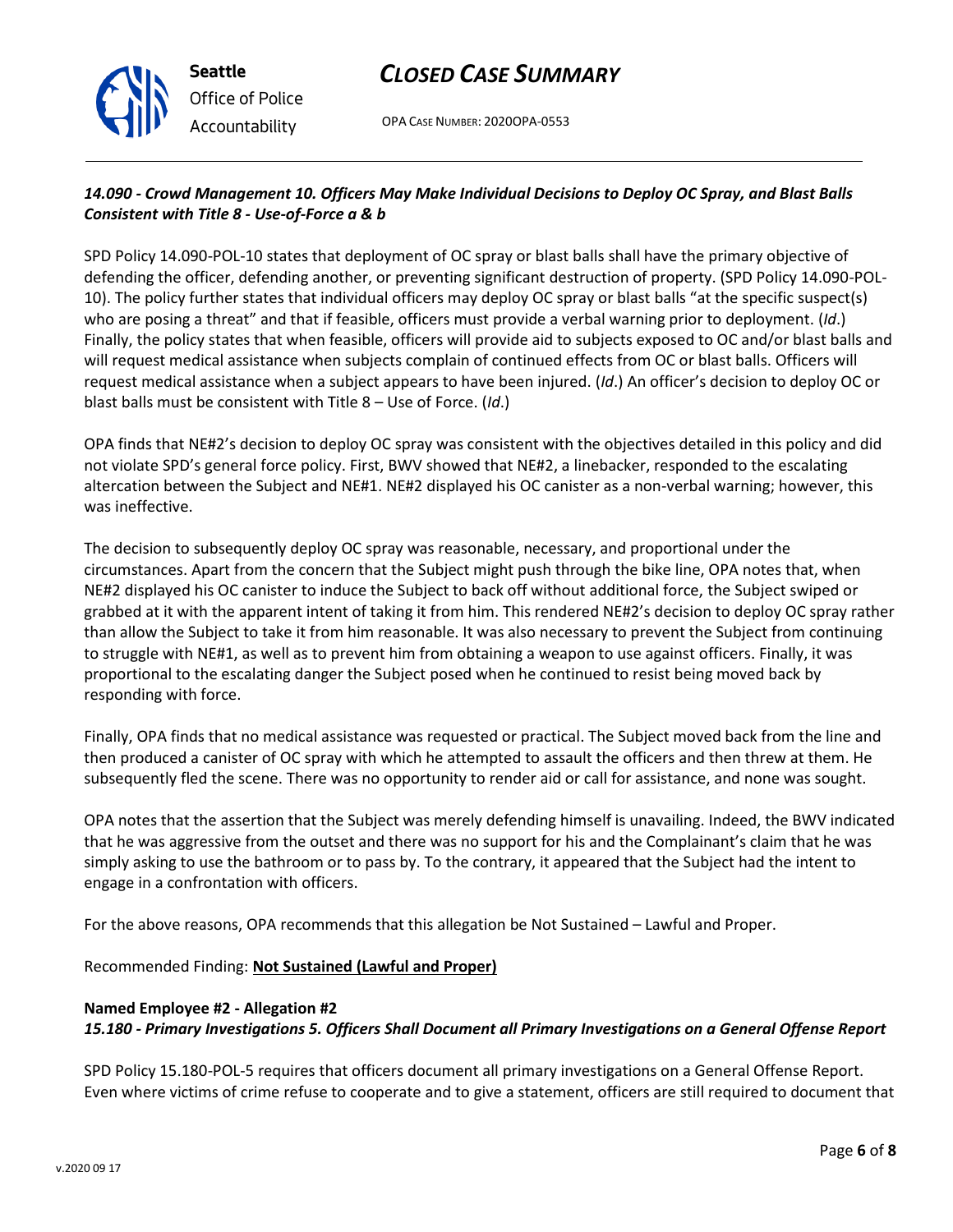***14.090 - Crowd Management 10. Officers May Make Individual Decisions to Deploy OC Spray, and Blast Balls Consistent with Title 8 - Use-of-Force a & b***

SPD Policy 14.090-POL-10 states that deployment of OC spray or blast balls shall have the primary objective of defending the officer, defending another, or preventing significant destruction of property. (SPD Policy 14.090-POL-10). The policy further states that individual officers may deploy OC spray or blast balls "at the specific suspect(s) who are posing a threat" and that if feasible, officers must provide a verbal warning prior to deployment. (*Id*.) Finally, the policy states that when feasible, officers will provide aid to subjects exposed to OC and/or blast balls and will request medical assistance when subjects complain of continued effects from OC or blast balls. Officers will request medical assistance when a subject appears to have been injured. (*Id*.) An officer's decision to deploy OC or blast balls must be consistent with Title 8 – Use of Force. (*Id*.)

OPA finds that NE#2's decision to deploy OC spray was consistent with the objectives detailed in this policy and did not violate SPD's general force policy. First, BWV showed that NE#2, a linebacker, responded to the escalating altercation between the Subject and NE#1. NE#2 displayed his OC canister as a non-verbal warning; however, this was ineffective.

The decision to subsequently deploy OC spray was reasonable, necessary, and proportional under the circumstances. Apart from the concern that the Subject might push through the bike line, OPA notes that, when NE#2 displayed his OC canister to induce the Subject to back off without additional force, the Subject swiped or grabbed at it with the apparent intent of taking it from him. This rendered NE#2's decision to deploy OC spray rather than allow the Subject to take it from him reasonable. It was also necessary to prevent the Subject from continuing to struggle with NE#1, as well as to prevent him from obtaining a weapon to use against officers. Finally, it was proportional to the escalating danger the Subject posed when he continued to resist being moved back by responding with force.

Finally, OPA finds that no medical assistance was requested or practical. The Subject moved back from the line and then produced a canister of OC spray with which he attempted to assault the officers and then threw at them. He subsequently fled the scene. There was no opportunity to render aid or call for assistance, and none was sought.

OPA notes that the assertion that the Subject was merely defending himself is unavailing. Indeed, the BWV indicated that he was aggressive from the outset and there was no support for his and the Complainant's claim that he was simply asking to use the bathroom or to pass by. To the contrary, it appeared that the Subject had the intent to engage in a confrontation with officers.

For the above reasons, OPA recommends that this allegation be Not Sustained – Lawful and Proper.

Recommended Finding: **Not Sustained (Lawful and Proper)**

**Named Employee #2 - Allegation #2**
***15.180 - Primary Investigations 5. Officers Shall Document all Primary Investigations on a General Offense Report***

SPD Policy 15.180-POL-5 requires that officers document all primary investigations on a General Offense Report. Even where victims of crime refuse to cooperate and to give a statement, officers are still required to document that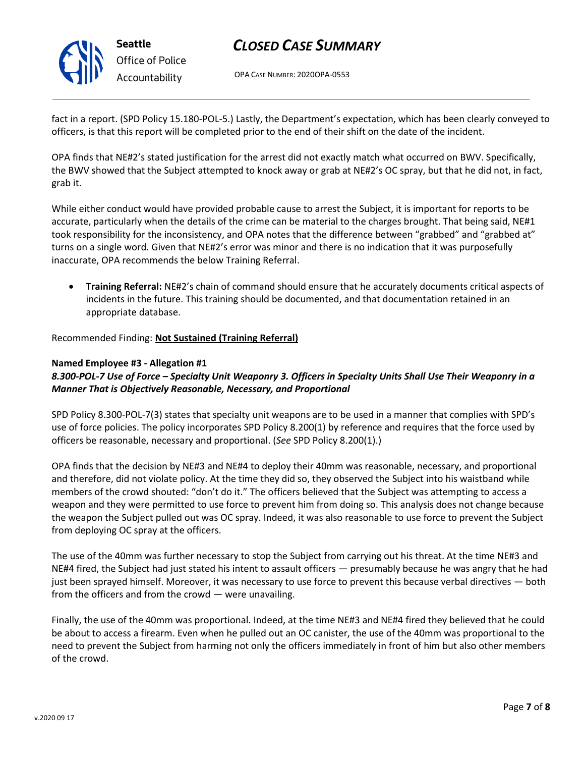fact in a report. (SPD Policy 15.180-POL-5.) Lastly, the Department's expectation, which has been clearly conveyed to officers, is that this report will be completed prior to the end of their shift on the date of the incident.

OPA finds that NE#2's stated justification for the arrest did not exactly match what occurred on BWV. Specifically, the BWV showed that the Subject attempted to knock away or grab at NE#2's OC spray, but that he did not, in fact, grab it.

While either conduct would have provided probable cause to arrest the Subject, it is important for reports to be accurate, particularly when the details of the crime can be material to the charges brought. That being said, NE#1 took responsibility for the inconsistency, and OPA notes that the difference between "grabbed" and "grabbed at" turns on a single word. Given that NE#2's error was minor and there is no indication that it was purposefully inaccurate, OPA recommends the below Training Referral.

- **Training Referral:** NE#2's chain of command should ensure that he accurately documents critical aspects of incidents in the future. This training should be documented, and that documentation retained in an appropriate database.

Recommended Finding: **<u>Not Sustained (Training Referral)</u>**

**Named Employee #3 - Allegation #1**
***8.300-POL-7 Use of Force – Specialty Unit Weaponry 3. Officers in Specialty Units Shall Use Their Weaponry in a Manner That is Objectively Reasonable, Necessary, and Proportional***

SPD Policy 8.300-POL-7(3) states that specialty unit weapons are to be used in a manner that complies with SPD's use of force policies. The policy incorporates SPD Policy 8.200(1) by reference and requires that the force used by officers be reasonable, necessary and proportional. (*See* SPD Policy 8.200(1).)

OPA finds that the decision by NE#3 and NE#4 to deploy their 40mm was reasonable, necessary, and proportional and therefore, did not violate policy. At the time they did so, they observed the Subject into his waistband while members of the crowd shouted: "don't do it." The officers believed that the Subject was attempting to access a weapon and they were permitted to use force to prevent him from doing so. This analysis does not change because the weapon the Subject pulled out was OC spray. Indeed, it was also reasonable to use force to prevent the Subject from deploying OC spray at the officers.

The use of the 40mm was further necessary to stop the Subject from carrying out his threat. At the time NE#3 and NE#4 fired, the Subject had just stated his intent to assault officers — presumably because he was angry that he had just been sprayed himself. Moreover, it was necessary to use force to prevent this because verbal directives — both from the officers and from the crowd — were unavailing.

Finally, the use of the 40mm was proportional. Indeed, at the time NE#3 and NE#4 fired they believed that he could be about to access a firearm. Even when he pulled out an OC canister, the use of the 40mm was proportional to the need to prevent the Subject from harming not only the officers immediately in front of him but also other members of the crowd.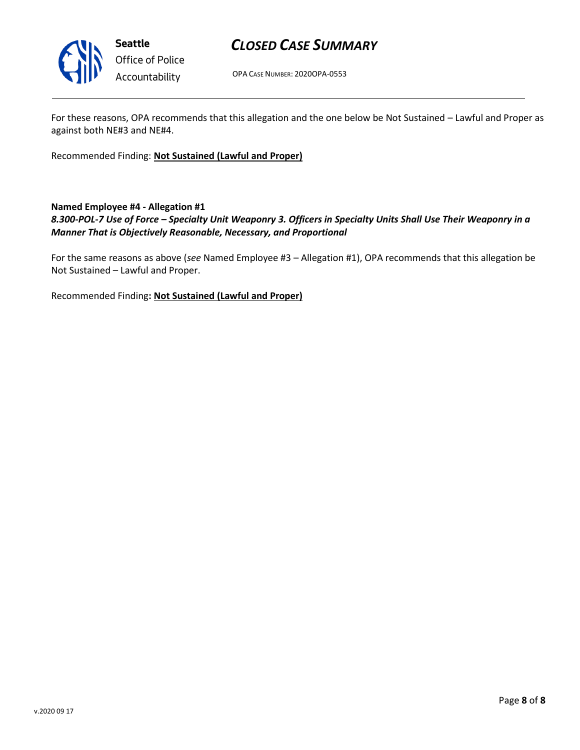For these reasons, OPA recommends that this allegation and the one below be Not Sustained – Lawful and Proper as against both NE#3 and NE#4.

Recommended Finding: **Not Sustained (Lawful and Proper)**

**Named Employee #4 - Allegation #1**
***8.300-POL-7 Use of Force – Specialty Unit Weaponry 3. Officers in Specialty Units Shall Use Their Weaponry in a Manner That is Objectively Reasonable, Necessary, and Proportional***

For the same reasons as above (*see* Named Employee #3 – Allegation #1), OPA recommends that this allegation be Not Sustained – Lawful and Proper.

Recommended Finding**: Not Sustained (Lawful and Proper)**